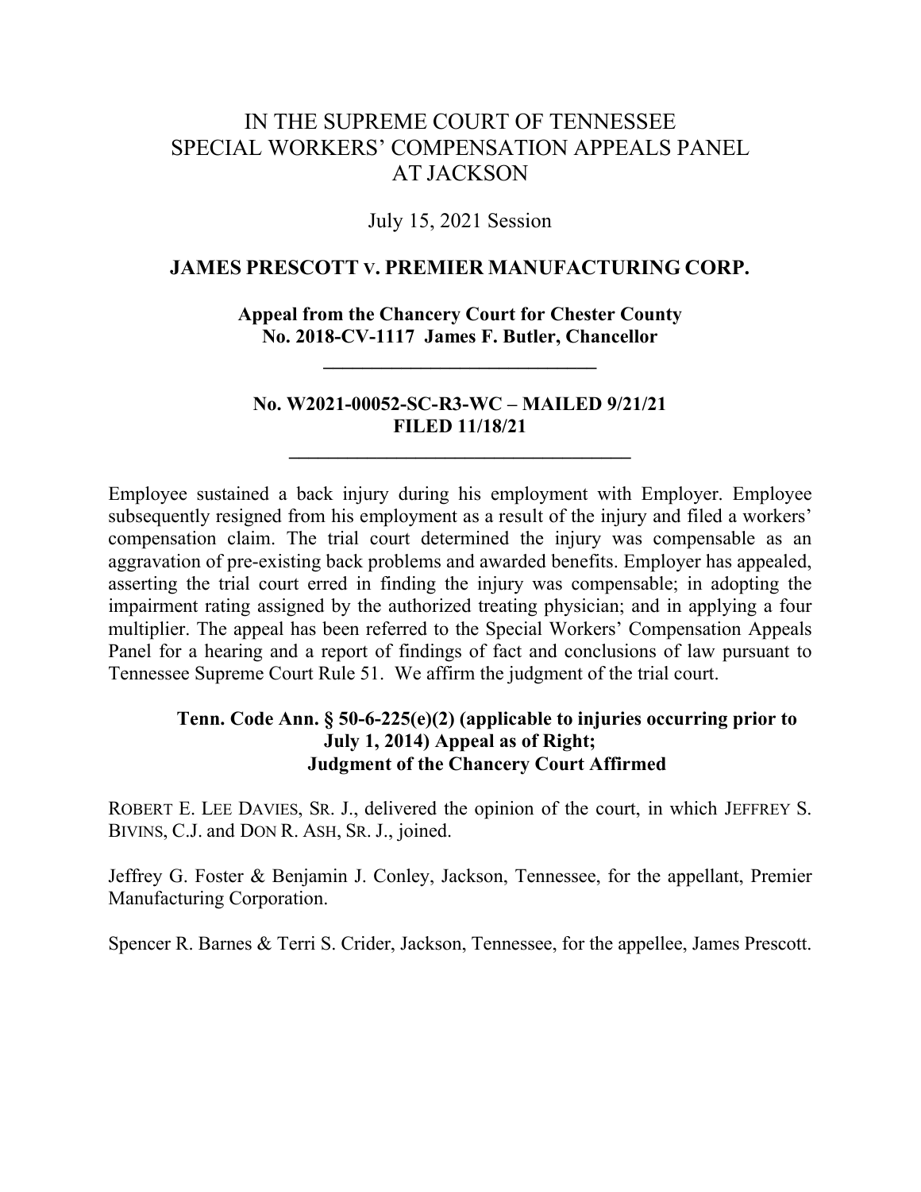# IN THE SUPREME COURT OF TENNESSEE
# SPECIAL WORKERS' COMPENSATION APPEALS PANEL
# AT JACKSON

July 15, 2021 Session

**JAMES PRESCOTT v. PREMIER MANUFACTURING CORP.**

**Appeal from the Chancery Court for Chester County**
**No. 2018-CV-1117 James F. Butler, Chancellor**

---

**No. W2021-00052-SC-R3-WC – MAILED 9/21/21**
**FILED 11/18/21**

---

Employee sustained a back injury during his employment with Employer. Employee subsequently resigned from his employment as a result of the injury and filed a workers' compensation claim. The trial court determined the injury was compensable as an aggravation of pre-existing back problems and awarded benefits. Employer has appealed, asserting the trial court erred in finding the injury was compensable; in adopting the impairment rating assigned by the authorized treating physician; and in applying a four multiplier. The appeal has been referred to the Special Workers' Compensation Appeals Panel for a hearing and a report of findings of fact and conclusions of law pursuant to Tennessee Supreme Court Rule 51. We affirm the judgment of the trial court.

**Tenn. Code Ann. § 50-6-225(e)(2) (applicable to injuries occurring prior to July 1, 2014) Appeal as of Right; Judgment of the Chancery Court Affirmed**

ROBERT E. LEE DAVIES, SR. J., delivered the opinion of the court, in which JEFFREY S. BIVINS, C.J. and DON R. ASH, SR. J., joined.

Jeffrey G. Foster & Benjamin J. Conley, Jackson, Tennessee, for the appellant, Premier Manufacturing Corporation.

Spencer R. Barnes & Terri S. Crider, Jackson, Tennessee, for the appellee, James Prescott.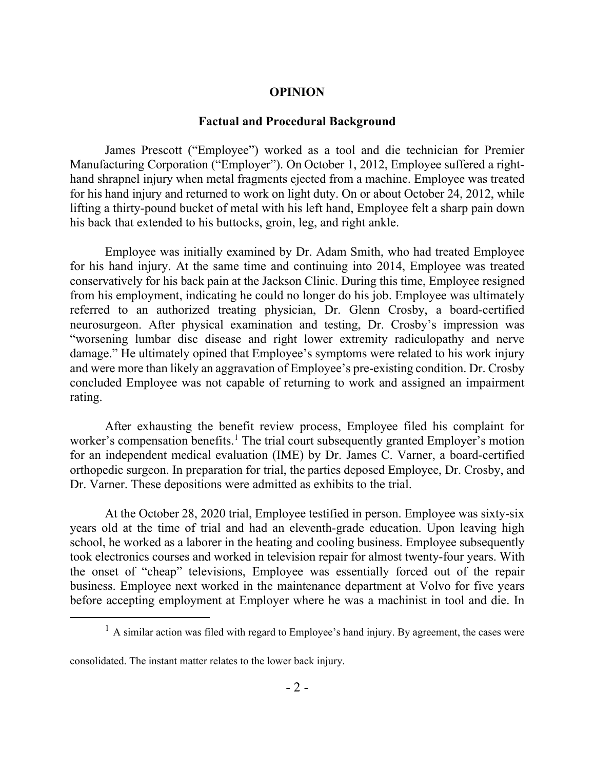## OPINION

### Factual and Procedural Background

James Prescott ("Employee") worked as a tool and die technician for Premier Manufacturing Corporation ("Employer"). On October 1, 2012, Employee suffered a right-hand shrapnel injury when metal fragments ejected from a machine. Employee was treated for his hand injury and returned to work on light duty. On or about October 24, 2012, while lifting a thirty-pound bucket of metal with his left hand, Employee felt a sharp pain down his back that extended to his buttocks, groin, leg, and right ankle.

Employee was initially examined by Dr. Adam Smith, who had treated Employee for his hand injury. At the same time and continuing into 2014, Employee was treated conservatively for his back pain at the Jackson Clinic. During this time, Employee resigned from his employment, indicating he could no longer do his job. Employee was ultimately referred to an authorized treating physician, Dr. Glenn Crosby, a board-certified neurosurgeon. After physical examination and testing, Dr. Crosby's impression was "worsening lumbar disc disease and right lower extremity radiculopathy and nerve damage." He ultimately opined that Employee's symptoms were related to his work injury and were more than likely an aggravation of Employee's pre-existing condition. Dr. Crosby concluded Employee was not capable of returning to work and assigned an impairment rating.

After exhausting the benefit review process, Employee filed his complaint for worker's compensation benefits.[1] The trial court subsequently granted Employer's motion for an independent medical evaluation (IME) by Dr. James C. Varner, a board-certified orthopedic surgeon. In preparation for trial, the parties deposed Employee, Dr. Crosby, and Dr. Varner. These depositions were admitted as exhibits to the trial.

At the October 28, 2020 trial, Employee testified in person. Employee was sixty-six years old at the time of trial and had an eleventh-grade education. Upon leaving high school, he worked as a laborer in the heating and cooling business. Employee subsequently took electronics courses and worked in television repair for almost twenty-four years. With the onset of "cheap" televisions, Employee was essentially forced out of the repair business. Employee next worked in the maintenance department at Volvo for five years before accepting employment at Employer where he was a machinist in tool and die. In

---

[1] A similar action was filed with regard to Employee's hand injury. By agreement, the cases were consolidated. The instant matter relates to the lower back injury.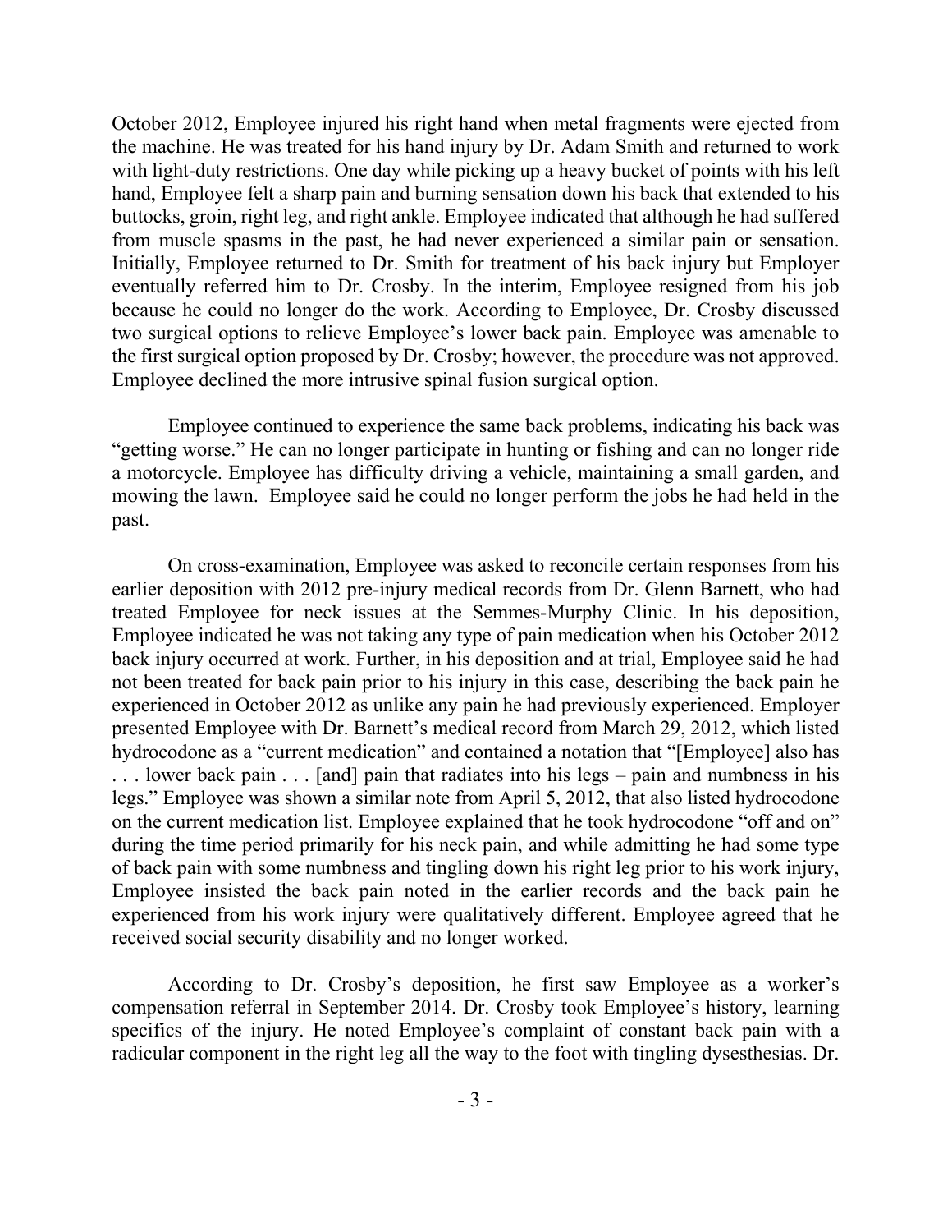October 2012, Employee injured his right hand when metal fragments were ejected from the machine. He was treated for his hand injury by Dr. Adam Smith and returned to work with light-duty restrictions. One day while picking up a heavy bucket of points with his left hand, Employee felt a sharp pain and burning sensation down his back that extended to his buttocks, groin, right leg, and right ankle. Employee indicated that although he had suffered from muscle spasms in the past, he had never experienced a similar pain or sensation. Initially, Employee returned to Dr. Smith for treatment of his back injury but Employer eventually referred him to Dr. Crosby. In the interim, Employee resigned from his job because he could no longer do the work. According to Employee, Dr. Crosby discussed two surgical options to relieve Employee's lower back pain. Employee was amenable to the first surgical option proposed by Dr. Crosby; however, the procedure was not approved. Employee declined the more intrusive spinal fusion surgical option.

Employee continued to experience the same back problems, indicating his back was "getting worse." He can no longer participate in hunting or fishing and can no longer ride a motorcycle. Employee has difficulty driving a vehicle, maintaining a small garden, and mowing the lawn. Employee said he could no longer perform the jobs he had held in the past.

On cross-examination, Employee was asked to reconcile certain responses from his earlier deposition with 2012 pre-injury medical records from Dr. Glenn Barnett, who had treated Employee for neck issues at the Semmes-Murphy Clinic. In his deposition, Employee indicated he was not taking any type of pain medication when his October 2012 back injury occurred at work. Further, in his deposition and at trial, Employee said he had not been treated for back pain prior to his injury in this case, describing the back pain he experienced in October 2012 as unlike any pain he had previously experienced. Employer presented Employee with Dr. Barnett's medical record from March 29, 2012, which listed hydrocodone as a "current medication" and contained a notation that "[Employee] also has . . . lower back pain . . . [and] pain that radiates into his legs – pain and numbness in his legs." Employee was shown a similar note from April 5, 2012, that also listed hydrocodone on the current medication list. Employee explained that he took hydrocodone "off and on" during the time period primarily for his neck pain, and while admitting he had some type of back pain with some numbness and tingling down his right leg prior to his work injury, Employee insisted the back pain noted in the earlier records and the back pain he experienced from his work injury were qualitatively different. Employee agreed that he received social security disability and no longer worked.

According to Dr. Crosby's deposition, he first saw Employee as a worker's compensation referral in September 2014. Dr. Crosby took Employee's history, learning specifics of the injury. He noted Employee's complaint of constant back pain with a radicular component in the right leg all the way to the foot with tingling dysesthesias. Dr.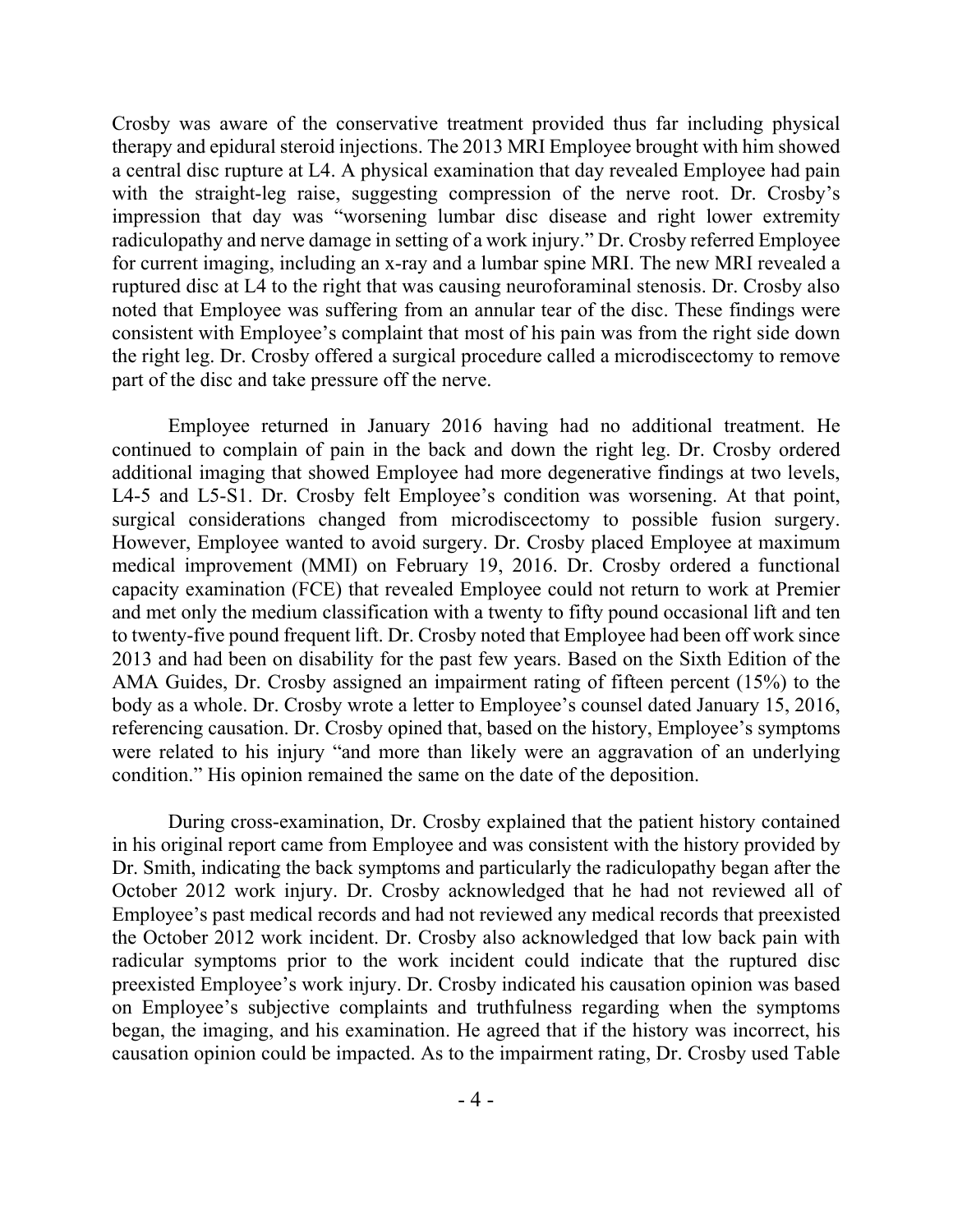Crosby was aware of the conservative treatment provided thus far including physical therapy and epidural steroid injections. The 2013 MRI Employee brought with him showed a central disc rupture at L4. A physical examination that day revealed Employee had pain with the straight-leg raise, suggesting compression of the nerve root. Dr. Crosby's impression that day was "worsening lumbar disc disease and right lower extremity radiculopathy and nerve damage in setting of a work injury." Dr. Crosby referred Employee for current imaging, including an x-ray and a lumbar spine MRI. The new MRI revealed a ruptured disc at L4 to the right that was causing neuroforaminal stenosis. Dr. Crosby also noted that Employee was suffering from an annular tear of the disc. These findings were consistent with Employee's complaint that most of his pain was from the right side down the right leg. Dr. Crosby offered a surgical procedure called a microdiscectomy to remove part of the disc and take pressure off the nerve.

Employee returned in January 2016 having had no additional treatment. He continued to complain of pain in the back and down the right leg. Dr. Crosby ordered additional imaging that showed Employee had more degenerative findings at two levels, L4-5 and L5-S1. Dr. Crosby felt Employee's condition was worsening. At that point, surgical considerations changed from microdiscectomy to possible fusion surgery. However, Employee wanted to avoid surgery. Dr. Crosby placed Employee at maximum medical improvement (MMI) on February 19, 2016. Dr. Crosby ordered a functional capacity examination (FCE) that revealed Employee could not return to work at Premier and met only the medium classification with a twenty to fifty pound occasional lift and ten to twenty-five pound frequent lift. Dr. Crosby noted that Employee had been off work since 2013 and had been on disability for the past few years. Based on the Sixth Edition of the AMA Guides, Dr. Crosby assigned an impairment rating of fifteen percent (15%) to the body as a whole. Dr. Crosby wrote a letter to Employee's counsel dated January 15, 2016, referencing causation. Dr. Crosby opined that, based on the history, Employee's symptoms were related to his injury "and more than likely were an aggravation of an underlying condition." His opinion remained the same on the date of the deposition.

During cross-examination, Dr. Crosby explained that the patient history contained in his original report came from Employee and was consistent with the history provided by Dr. Smith, indicating the back symptoms and particularly the radiculopathy began after the October 2012 work injury. Dr. Crosby acknowledged that he had not reviewed all of Employee's past medical records and had not reviewed any medical records that preexisted the October 2012 work incident. Dr. Crosby also acknowledged that low back pain with radicular symptoms prior to the work incident could indicate that the ruptured disc preexisted Employee's work injury. Dr. Crosby indicated his causation opinion was based on Employee's subjective complaints and truthfulness regarding when the symptoms began, the imaging, and his examination. He agreed that if the history was incorrect, his causation opinion could be impacted. As to the impairment rating, Dr. Crosby used Table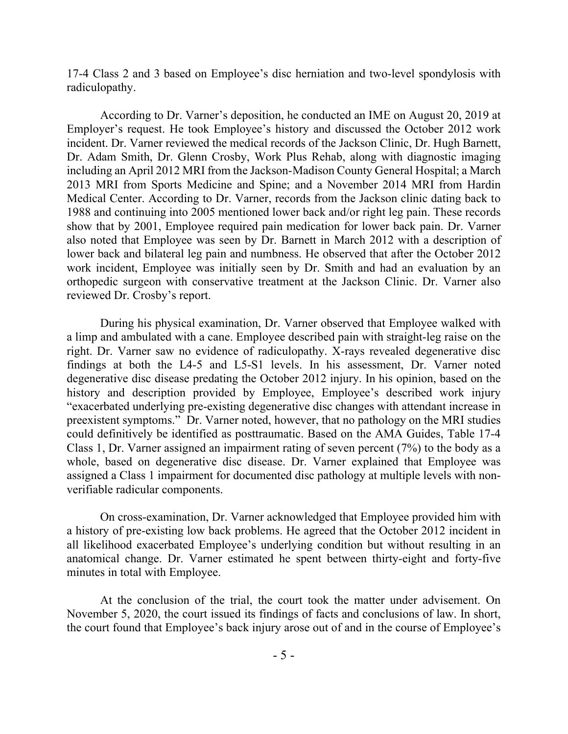17-4 Class 2 and 3 based on Employee's disc herniation and two-level spondylosis with radiculopathy.

According to Dr. Varner's deposition, he conducted an IME on August 20, 2019 at Employer's request. He took Employee's history and discussed the October 2012 work incident. Dr. Varner reviewed the medical records of the Jackson Clinic, Dr. Hugh Barnett, Dr. Adam Smith, Dr. Glenn Crosby, Work Plus Rehab, along with diagnostic imaging including an April 2012 MRI from the Jackson-Madison County General Hospital; a March 2013 MRI from Sports Medicine and Spine; and a November 2014 MRI from Hardin Medical Center. According to Dr. Varner, records from the Jackson clinic dating back to 1988 and continuing into 2005 mentioned lower back and/or right leg pain. These records show that by 2001, Employee required pain medication for lower back pain. Dr. Varner also noted that Employee was seen by Dr. Barnett in March 2012 with a description of lower back and bilateral leg pain and numbness. He observed that after the October 2012 work incident, Employee was initially seen by Dr. Smith and had an evaluation by an orthopedic surgeon with conservative treatment at the Jackson Clinic. Dr. Varner also reviewed Dr. Crosby's report.

During his physical examination, Dr. Varner observed that Employee walked with a limp and ambulated with a cane. Employee described pain with straight-leg raise on the right. Dr. Varner saw no evidence of radiculopathy. X-rays revealed degenerative disc findings at both the L4-5 and L5-S1 levels. In his assessment, Dr. Varner noted degenerative disc disease predating the October 2012 injury. In his opinion, based on the history and description provided by Employee, Employee's described work injury "exacerbated underlying pre-existing degenerative disc changes with attendant increase in preexistent symptoms." Dr. Varner noted, however, that no pathology on the MRI studies could definitively be identified as posttraumatic. Based on the AMA Guides, Table 17-4 Class 1, Dr. Varner assigned an impairment rating of seven percent (7%) to the body as a whole, based on degenerative disc disease. Dr. Varner explained that Employee was assigned a Class 1 impairment for documented disc pathology at multiple levels with non-verifiable radicular components.

On cross-examination, Dr. Varner acknowledged that Employee provided him with a history of pre-existing low back problems. He agreed that the October 2012 incident in all likelihood exacerbated Employee's underlying condition but without resulting in an anatomical change. Dr. Varner estimated he spent between thirty-eight and forty-five minutes in total with Employee.

At the conclusion of the trial, the court took the matter under advisement. On November 5, 2020, the court issued its findings of facts and conclusions of law. In short, the court found that Employee's back injury arose out of and in the course of Employee's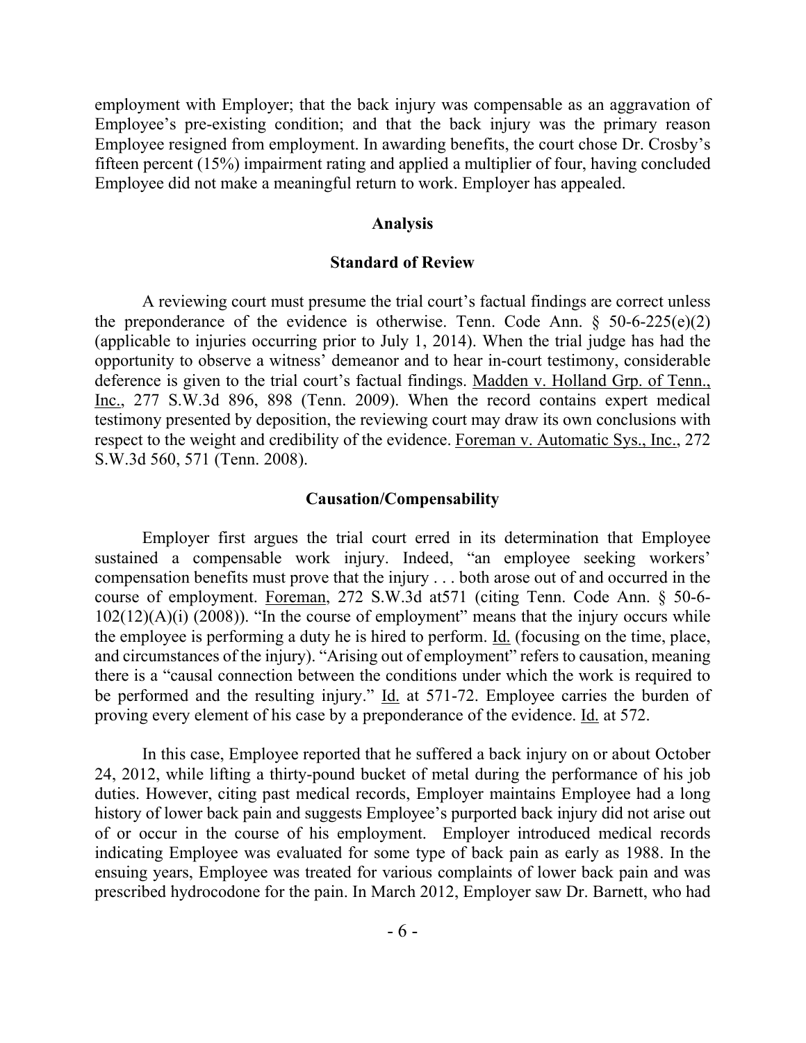employment with Employer; that the back injury was compensable as an aggravation of Employee's pre-existing condition; and that the back injury was the primary reason Employee resigned from employment. In awarding benefits, the court chose Dr. Crosby's fifteen percent (15%) impairment rating and applied a multiplier of four, having concluded Employee did not make a meaningful return to work. Employer has appealed.

## Analysis

### Standard of Review

A reviewing court must presume the trial court's factual findings are correct unless the preponderance of the evidence is otherwise. Tenn. Code Ann. § 50-6-225(e)(2) (applicable to injuries occurring prior to July 1, 2014). When the trial judge has had the opportunity to observe a witness' demeanor and to hear in-court testimony, considerable deference is given to the trial court's factual findings. Madden v. Holland Grp. of Tenn., Inc., 277 S.W.3d 896, 898 (Tenn. 2009). When the record contains expert medical testimony presented by deposition, the reviewing court may draw its own conclusions with respect to the weight and credibility of the evidence. Foreman v. Automatic Sys., Inc., 272 S.W.3d 560, 571 (Tenn. 2008).

### Causation/Compensability

Employer first argues the trial court erred in its determination that Employee sustained a compensable work injury. Indeed, "an employee seeking workers' compensation benefits must prove that the injury . . . both arose out of and occurred in the course of employment. Foreman, 272 S.W.3d at571 (citing Tenn. Code Ann. § 50-6-102(12)(A)(i) (2008)). "In the course of employment" means that the injury occurs while the employee is performing a duty he is hired to perform. Id. (focusing on the time, place, and circumstances of the injury). "Arising out of employment" refers to causation, meaning there is a "causal connection between the conditions under which the work is required to be performed and the resulting injury." Id. at 571-72. Employee carries the burden of proving every element of his case by a preponderance of the evidence. Id. at 572.

In this case, Employee reported that he suffered a back injury on or about October 24, 2012, while lifting a thirty-pound bucket of metal during the performance of his job duties. However, citing past medical records, Employer maintains Employee had a long history of lower back pain and suggests Employee's purported back injury did not arise out of or occur in the course of his employment. Employer introduced medical records indicating Employee was evaluated for some type of back pain as early as 1988. In the ensuing years, Employee was treated for various complaints of lower back pain and was prescribed hydrocodone for the pain. In March 2012, Employer saw Dr. Barnett, who had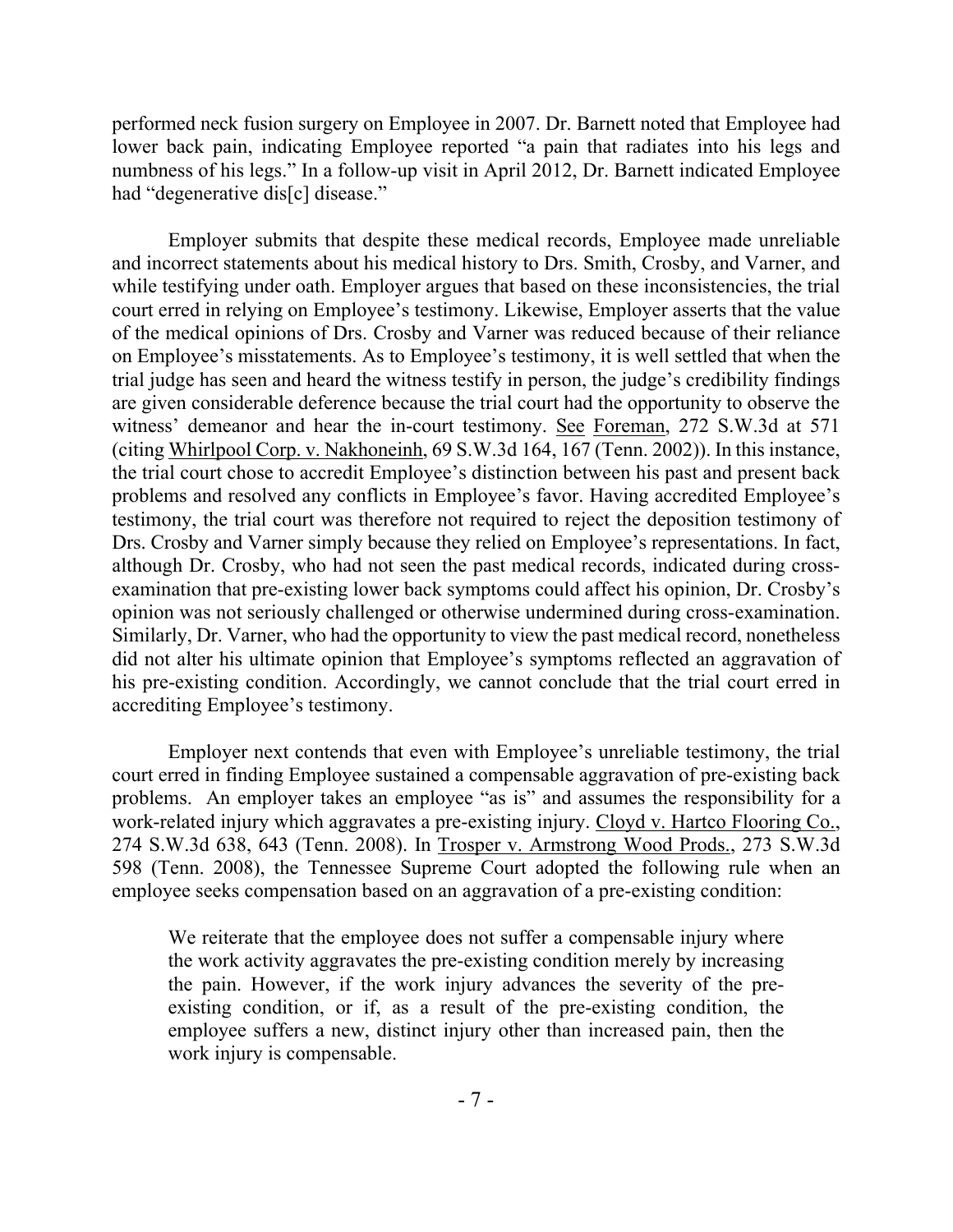performed neck fusion surgery on Employee in 2007. Dr. Barnett noted that Employee had lower back pain, indicating Employee reported "a pain that radiates into his legs and numbness of his legs." In a follow-up visit in April 2012, Dr. Barnett indicated Employee had "degenerative dis[c] disease."

Employer submits that despite these medical records, Employee made unreliable and incorrect statements about his medical history to Drs. Smith, Crosby, and Varner, and while testifying under oath. Employer argues that based on these inconsistencies, the trial court erred in relying on Employee's testimony. Likewise, Employer asserts that the value of the medical opinions of Drs. Crosby and Varner was reduced because of their reliance on Employee's misstatements. As to Employee's testimony, it is well settled that when the trial judge has seen and heard the witness testify in person, the judge's credibility findings are given considerable deference because the trial court had the opportunity to observe the witness' demeanor and hear the in-court testimony. See Foreman, 272 S.W.3d at 571 (citing Whirlpool Corp. v. Nakhoneinh, 69 S.W.3d 164, 167 (Tenn. 2002)). In this instance, the trial court chose to accredit Employee's distinction between his past and present back problems and resolved any conflicts in Employee's favor. Having accredited Employee's testimony, the trial court was therefore not required to reject the deposition testimony of Drs. Crosby and Varner simply because they relied on Employee's representations. In fact, although Dr. Crosby, who had not seen the past medical records, indicated during cross-examination that pre-existing lower back symptoms could affect his opinion, Dr. Crosby's opinion was not seriously challenged or otherwise undermined during cross-examination. Similarly, Dr. Varner, who had the opportunity to view the past medical record, nonetheless did not alter his ultimate opinion that Employee's symptoms reflected an aggravation of his pre-existing condition. Accordingly, we cannot conclude that the trial court erred in accrediting Employee's testimony.

Employer next contends that even with Employee's unreliable testimony, the trial court erred in finding Employee sustained a compensable aggravation of pre-existing back problems. An employer takes an employee "as is" and assumes the responsibility for a work-related injury which aggravates a pre-existing injury. Cloyd v. Hartco Flooring Co., 274 S.W.3d 638, 643 (Tenn. 2008). In Trosper v. Armstrong Wood Prods., 273 S.W.3d 598 (Tenn. 2008), the Tennessee Supreme Court adopted the following rule when an employee seeks compensation based on an aggravation of a pre-existing condition:

> We reiterate that the employee does not suffer a compensable injury where the work activity aggravates the pre-existing condition merely by increasing the pain. However, if the work injury advances the severity of the pre-existing condition, or if, as a result of the pre-existing condition, the employee suffers a new, distinct injury other than increased pain, then the work injury is compensable.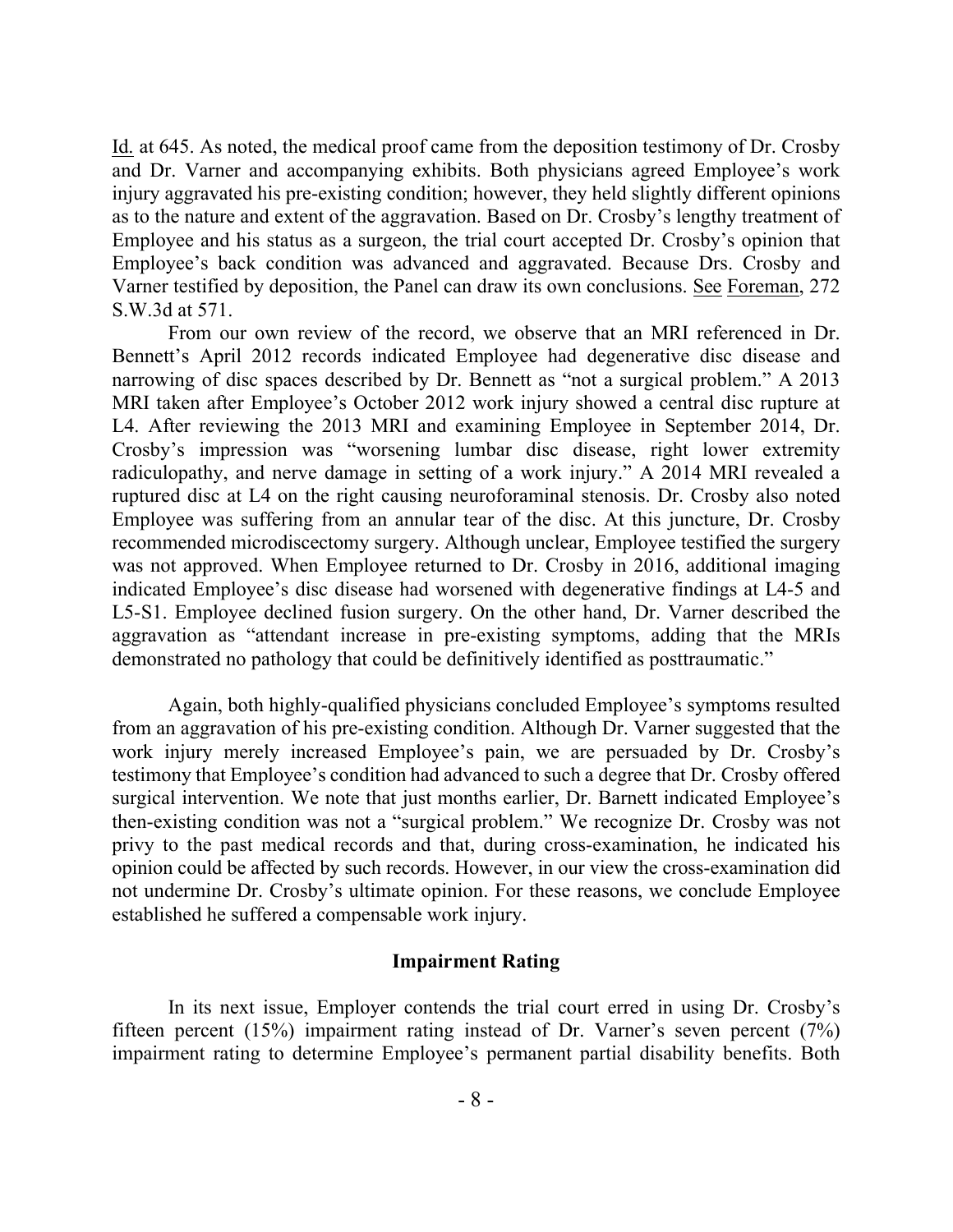Id. at 645. As noted, the medical proof came from the deposition testimony of Dr. Crosby and Dr. Varner and accompanying exhibits. Both physicians agreed Employee's work injury aggravated his pre-existing condition; however, they held slightly different opinions as to the nature and extent of the aggravation. Based on Dr. Crosby's lengthy treatment of Employee and his status as a surgeon, the trial court accepted Dr. Crosby's opinion that Employee's back condition was advanced and aggravated. Because Drs. Crosby and Varner testified by deposition, the Panel can draw its own conclusions. See Foreman, 272 S.W.3d at 571.

From our own review of the record, we observe that an MRI referenced in Dr. Bennett's April 2012 records indicated Employee had degenerative disc disease and narrowing of disc spaces described by Dr. Bennett as "not a surgical problem." A 2013 MRI taken after Employee's October 2012 work injury showed a central disc rupture at L4. After reviewing the 2013 MRI and examining Employee in September 2014, Dr. Crosby's impression was "worsening lumbar disc disease, right lower extremity radiculopathy, and nerve damage in setting of a work injury." A 2014 MRI revealed a ruptured disc at L4 on the right causing neuroforaminal stenosis. Dr. Crosby also noted Employee was suffering from an annular tear of the disc. At this juncture, Dr. Crosby recommended microdiscectomy surgery. Although unclear, Employee testified the surgery was not approved. When Employee returned to Dr. Crosby in 2016, additional imaging indicated Employee's disc disease had worsened with degenerative findings at L4-5 and L5-S1. Employee declined fusion surgery. On the other hand, Dr. Varner described the aggravation as "attendant increase in pre-existing symptoms, adding that the MRIs demonstrated no pathology that could be definitively identified as posttraumatic."

Again, both highly-qualified physicians concluded Employee's symptoms resulted from an aggravation of his pre-existing condition. Although Dr. Varner suggested that the work injury merely increased Employee's pain, we are persuaded by Dr. Crosby's testimony that Employee's condition had advanced to such a degree that Dr. Crosby offered surgical intervention. We note that just months earlier, Dr. Barnett indicated Employee's then-existing condition was not a "surgical problem." We recognize Dr. Crosby was not privy to the past medical records and that, during cross-examination, he indicated his opinion could be affected by such records. However, in our view the cross-examination did not undermine Dr. Crosby's ultimate opinion. For these reasons, we conclude Employee established he suffered a compensable work injury.

### Impairment Rating

In its next issue, Employer contends the trial court erred in using Dr. Crosby's fifteen percent (15%) impairment rating instead of Dr. Varner's seven percent (7%) impairment rating to determine Employee's permanent partial disability benefits. Both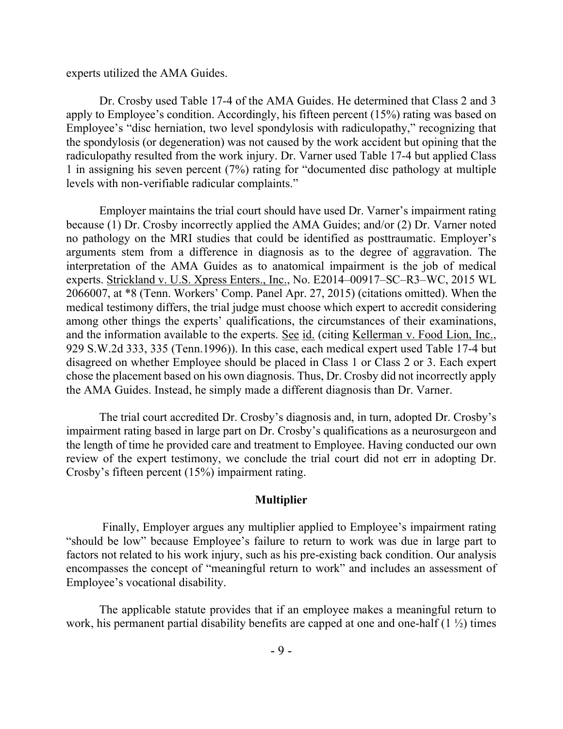experts utilized the AMA Guides.

Dr. Crosby used Table 17-4 of the AMA Guides. He determined that Class 2 and 3 apply to Employee's condition. Accordingly, his fifteen percent (15%) rating was based on Employee's "disc herniation, two level spondylosis with radiculopathy," recognizing that the spondylosis (or degeneration) was not caused by the work accident but opining that the radiculopathy resulted from the work injury. Dr. Varner used Table 17-4 but applied Class 1 in assigning his seven percent (7%) rating for "documented disc pathology at multiple levels with non-verifiable radicular complaints."

Employer maintains the trial court should have used Dr. Varner's impairment rating because (1) Dr. Crosby incorrectly applied the AMA Guides; and/or (2) Dr. Varner noted no pathology on the MRI studies that could be identified as posttraumatic. Employer's arguments stem from a difference in diagnosis as to the degree of aggravation. The interpretation of the AMA Guides as to anatomical impairment is the job of medical experts. Strickland v. U.S. Xpress Enters., Inc., No. E2014–00917–SC–R3–WC, 2015 WL 2066007, at *8 (Tenn. Workers' Comp. Panel Apr. 27, 2015) (citations omitted). When the medical testimony differs, the trial judge must choose which expert to accredit considering among other things the experts' qualifications, the circumstances of their examinations, and the information available to the experts. See id. (citing Kellerman v. Food Lion, Inc., 929 S.W.2d 333, 335 (Tenn.1996)). In this case, each medical expert used Table 17-4 but disagreed on whether Employee should be placed in Class 1 or Class 2 or 3. Each expert chose the placement based on his own diagnosis. Thus, Dr. Crosby did not incorrectly apply the AMA Guides. Instead, he simply made a different diagnosis than Dr. Varner.

The trial court accredited Dr. Crosby's diagnosis and, in turn, adopted Dr. Crosby's impairment rating based in large part on Dr. Crosby's qualifications as a neurosurgeon and the length of time he provided care and treatment to Employee. Having conducted our own review of the expert testimony, we conclude the trial court did not err in adopting Dr. Crosby's fifteen percent (15%) impairment rating.

## Multiplier

Finally, Employer argues any multiplier applied to Employee's impairment rating "should be low" because Employee's failure to return to work was due in large part to factors not related to his work injury, such as his pre-existing back condition. Our analysis encompasses the concept of "meaningful return to work" and includes an assessment of Employee's vocational disability.

The applicable statute provides that if an employee makes a meaningful return to work, his permanent partial disability benefits are capped at one and one-half (1 ½) times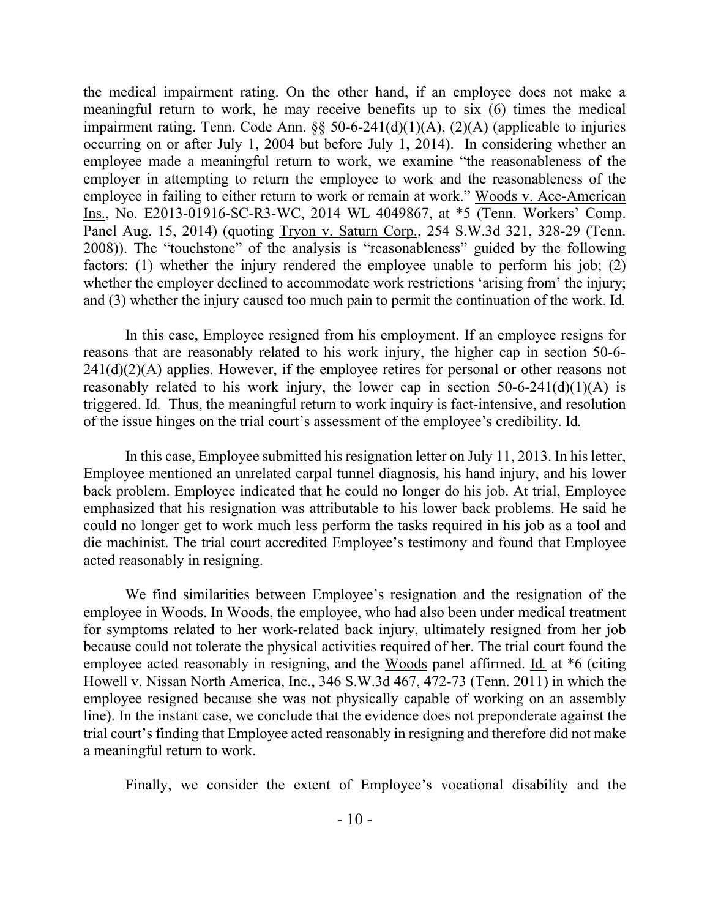the medical impairment rating. On the other hand, if an employee does not make a meaningful return to work, he may receive benefits up to six (6) times the medical impairment rating. Tenn. Code Ann. §§ 50-6-241(d)(1)(A), (2)(A) (applicable to injuries occurring on or after July 1, 2004 but before July 1, 2014). In considering whether an employee made a meaningful return to work, we examine "the reasonableness of the employer in attempting to return the employee to work and the reasonableness of the employee in failing to either return to work or remain at work." Woods v. Ace-American Ins., No. E2013-01916-SC-R3-WC, 2014 WL 4049867, at *5 (Tenn. Workers' Comp. Panel Aug. 15, 2014) (quoting Tryon v. Saturn Corp., 254 S.W.3d 321, 328-29 (Tenn. 2008)). The "touchstone" of the analysis is "reasonableness" guided by the following factors: (1) whether the injury rendered the employee unable to perform his job; (2) whether the employer declined to accommodate work restrictions 'arising from' the injury; and (3) whether the injury caused too much pain to permit the continuation of the work. Id.

In this case, Employee resigned from his employment. If an employee resigns for reasons that are reasonably related to his work injury, the higher cap in section 50-6-241(d)(2)(A) applies. However, if the employee retires for personal or other reasons not reasonably related to his work injury, the lower cap in section 50-6-241(d)(1)(A) is triggered. Id. Thus, the meaningful return to work inquiry is fact-intensive, and resolution of the issue hinges on the trial court's assessment of the employee's credibility. Id.

In this case, Employee submitted his resignation letter on July 11, 2013. In his letter, Employee mentioned an unrelated carpal tunnel diagnosis, his hand injury, and his lower back problem. Employee indicated that he could no longer do his job. At trial, Employee emphasized that his resignation was attributable to his lower back problems. He said he could no longer get to work much less perform the tasks required in his job as a tool and die machinist. The trial court accredited Employee's testimony and found that Employee acted reasonably in resigning.

We find similarities between Employee's resignation and the resignation of the employee in Woods. In Woods, the employee, who had also been under medical treatment for symptoms related to her work-related back injury, ultimately resigned from her job because could not tolerate the physical activities required of her. The trial court found the employee acted reasonably in resigning, and the Woods panel affirmed. Id. at *6 (citing Howell v. Nissan North America, Inc., 346 S.W.3d 467, 472-73 (Tenn. 2011) in which the employee resigned because she was not physically capable of working on an assembly line). In the instant case, we conclude that the evidence does not preponderate against the trial court's finding that Employee acted reasonably in resigning and therefore did not make a meaningful return to work.

Finally, we consider the extent of Employee's vocational disability and the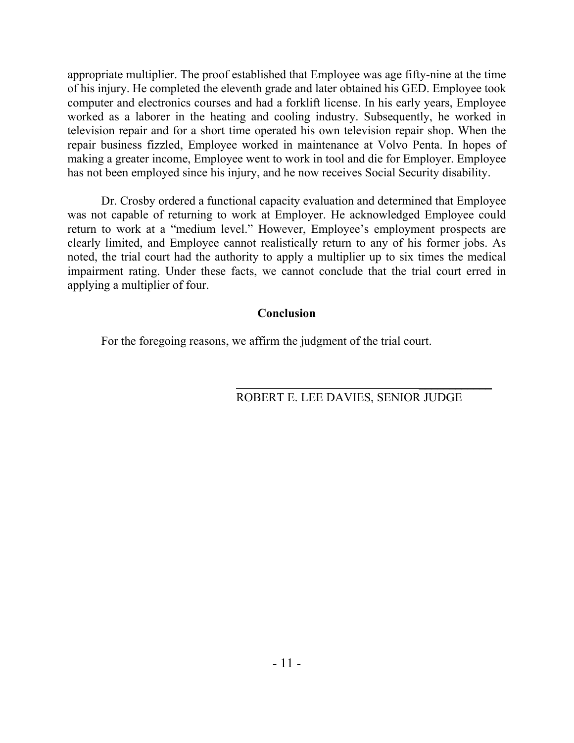appropriate multiplier. The proof established that Employee was age fifty-nine at the time of his injury. He completed the eleventh grade and later obtained his GED. Employee took computer and electronics courses and had a forklift license. In his early years, Employee worked as a laborer in the heating and cooling industry. Subsequently, he worked in television repair and for a short time operated his own television repair shop. When the repair business fizzled, Employee worked in maintenance at Volvo Penta. In hopes of making a greater income, Employee went to work in tool and die for Employer. Employee has not been employed since his injury, and he now receives Social Security disability.

Dr. Crosby ordered a functional capacity evaluation and determined that Employee was not capable of returning to work at Employer. He acknowledged Employee could return to work at a "medium level." However, Employee's employment prospects are clearly limited, and Employee cannot realistically return to any of his former jobs. As noted, the trial court had the authority to apply a multiplier up to six times the medical impairment rating. Under these facts, we cannot conclude that the trial court erred in applying a multiplier of four.

## Conclusion

For the foregoing reasons, we affirm the judgment of the trial court.

ROBERT E. LEE DAVIES, SENIOR JUDGE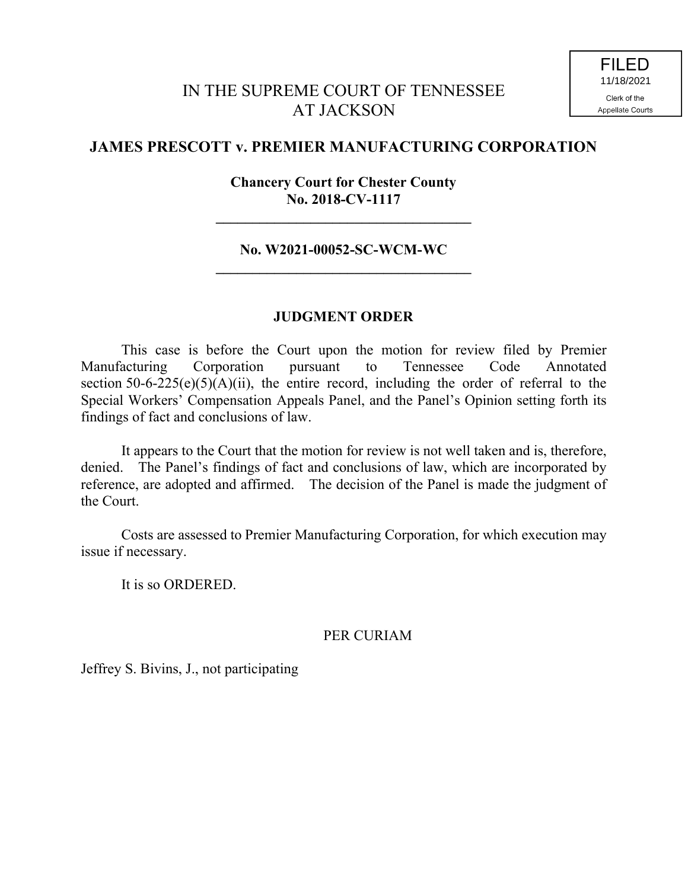FILED
11/18/2021
Clerk of the
Appellate Courts

IN THE SUPREME COURT OF TENNESSEE
AT JACKSON

**JAMES PRESCOTT v. PREMIER MANUFACTURING CORPORATION**

**Chancery Court for Chester County**
**No. 2018-CV-1117**

---

**No. W2021-00052-SC-WCM-WC**

---

**JUDGMENT ORDER**

This case is before the Court upon the motion for review filed by Premier Manufacturing Corporation pursuant to Tennessee Code Annotated section 50-6-225(e)(5)(A)(ii), the entire record, including the order of referral to the Special Workers' Compensation Appeals Panel, and the Panel's Opinion setting forth its findings of fact and conclusions of law.

It appears to the Court that the motion for review is not well taken and is, therefore, denied. The Panel's findings of fact and conclusions of law, which are incorporated by reference, are adopted and affirmed. The decision of the Panel is made the judgment of the Court.

Costs are assessed to Premier Manufacturing Corporation, for which execution may issue if necessary.

It is so ORDERED.

PER CURIAM

Jeffrey S. Bivins, J., not participating